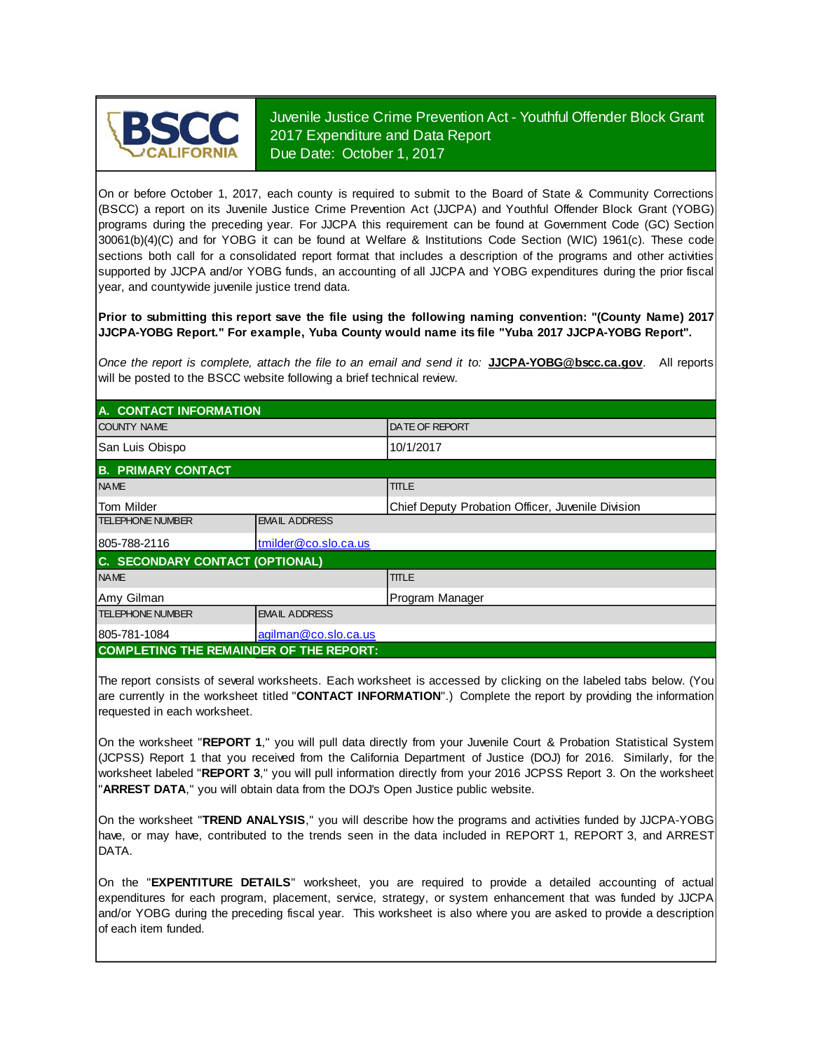# Juvenile Justice Crime Prevention Act - Youthful Offender Block Grant 2017 Expenditure and Data Report

Due Date: October 1, 2017

On or before October 1, 2017, each county is required to submit to the Board of State & Community Corrections (BSCC) a report on its Juvenile Justice Crime Prevention Act (JJCPA) and Youthful Offender Block Grant (YOBG) programs during the preceding year. For JJCPA this requirement can be found at Government Code (GC) Section 30061(b)(4)(C) and for YOBG it can be found at Welfare & Institutions Code Section (WIC) 1961(c). These code sections both call for a consolidated report format that includes a description of the programs and other activities supported by JJCPA and/or YOBG funds, an accounting of all JJCPA and YOBG expenditures during the prior fiscal year, and countywide juvenile justice trend data.

**Prior to submitting this report save the file using the following naming convention: "(County Name) 2017 JJCPA-YOBG Report." For example, Yuba County would name its file "Yuba 2017 JJCPA-YOBG Report".**

*Once the report is complete, attach the file to an email and send it to:* **JJCPA-YOBG@bscc.ca.gov**. All reports will be posted to the BSCC website following a brief technical review.

## A. CONTACT INFORMATION

| COUNTY NAME | DATE OF REPORT |
|---|---|
| San Luis Obispo | 10/1/2017 |

## B. PRIMARY CONTACT

| NAME | | TITLE |
|---|---|---|
| Tom Milder | | Chief Deputy Probation Officer, Juvenile Division |
| TELEPHONE NUMBER | EMAIL ADDRESS | |
| 805-788-2116 | tmilder@co.slo.ca.us | |

## C. SECONDARY CONTACT (OPTIONAL)

| NAME | | TITLE |
|---|---|---|
| Amy Gilman | | Program Manager |
| TELEPHONE NUMBER | EMAIL ADDRESS | |
| 805-781-1084 | agilman@co.slo.ca.us | |

## COMPLETING THE REMAINDER OF THE REPORT:

The report consists of several worksheets. Each worksheet is accessed by clicking on the labeled tabs below. (You are currently in the worksheet titled "**CONTACT INFORMATION**".) Complete the report by providing the information requested in each worksheet.

On the worksheet "**REPORT 1**," you will pull data directly from your Juvenile Court & Probation Statistical System (JCPSS) Report 1 that you received from the California Department of Justice (DOJ) for 2016. Similarly, for the worksheet labeled "**REPORT 3**," you will pull information directly from your 2016 JCPSS Report 3. On the worksheet "**ARREST DATA**," you will obtain data from the DOJ's Open Justice public website.

On the worksheet "**TREND ANALYSIS**," you will describe how the programs and activities funded by JJCPA-YOBG have, or may have, contributed to the trends seen in the data included in REPORT 1, REPORT 3, and ARREST DATA.

On the "**EXPENTITURE DETAILS**" worksheet, you are required to provide a detailed accounting of actual expenditures for each program, placement, service, strategy, or system enhancement that was funded by JJCPA and/or YOBG during the preceding fiscal year. This worksheet is also where you are asked to provide a description of each item funded.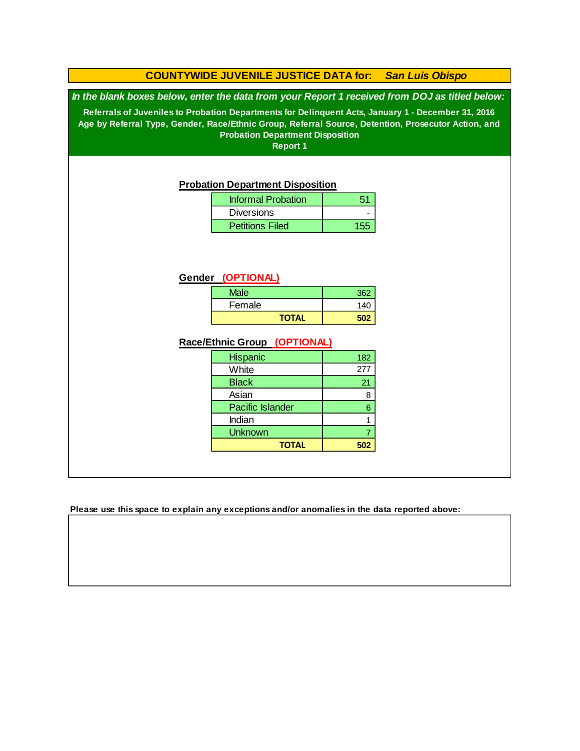# COUNTYWIDE JUVENILE JUSTICE DATA for: *San Luis Obispo*

***In the blank boxes below, enter the data from your Report 1 received from DOJ as titled below:***

**Referrals of Juveniles to Probation Departments for Delinquent Acts, January 1 - December 31, 2016**
**Age by Referral Type, Gender, Race/Ethnic Group, Referral Source, Detention, Prosecutor Action, and Probation Department Disposition**
**Report 1**

## Probation Department Disposition

| Disposition | Count |
|---|---|
| Informal Probation | 51 |
| Diversions | - |
| Petitions Filed | 155 |

## Gender (OPTIONAL)

| Gender | Count |
|---|---|
| Male | 362 |
| Female | 140 |
| **TOTAL** | **502** |

## Race/Ethnic Group (OPTIONAL)

| Race/Ethnic Group | Count |
|---|---|
| Hispanic | 182 |
| White | 277 |
| Black | 21 |
| Asian | 8 |
| Pacific Islander | 6 |
| Indian | 1 |
| Unknown | 7 |
| **TOTAL** | **502** |

**Please use this space to explain any exceptions and/or anomalies in the data reported above:**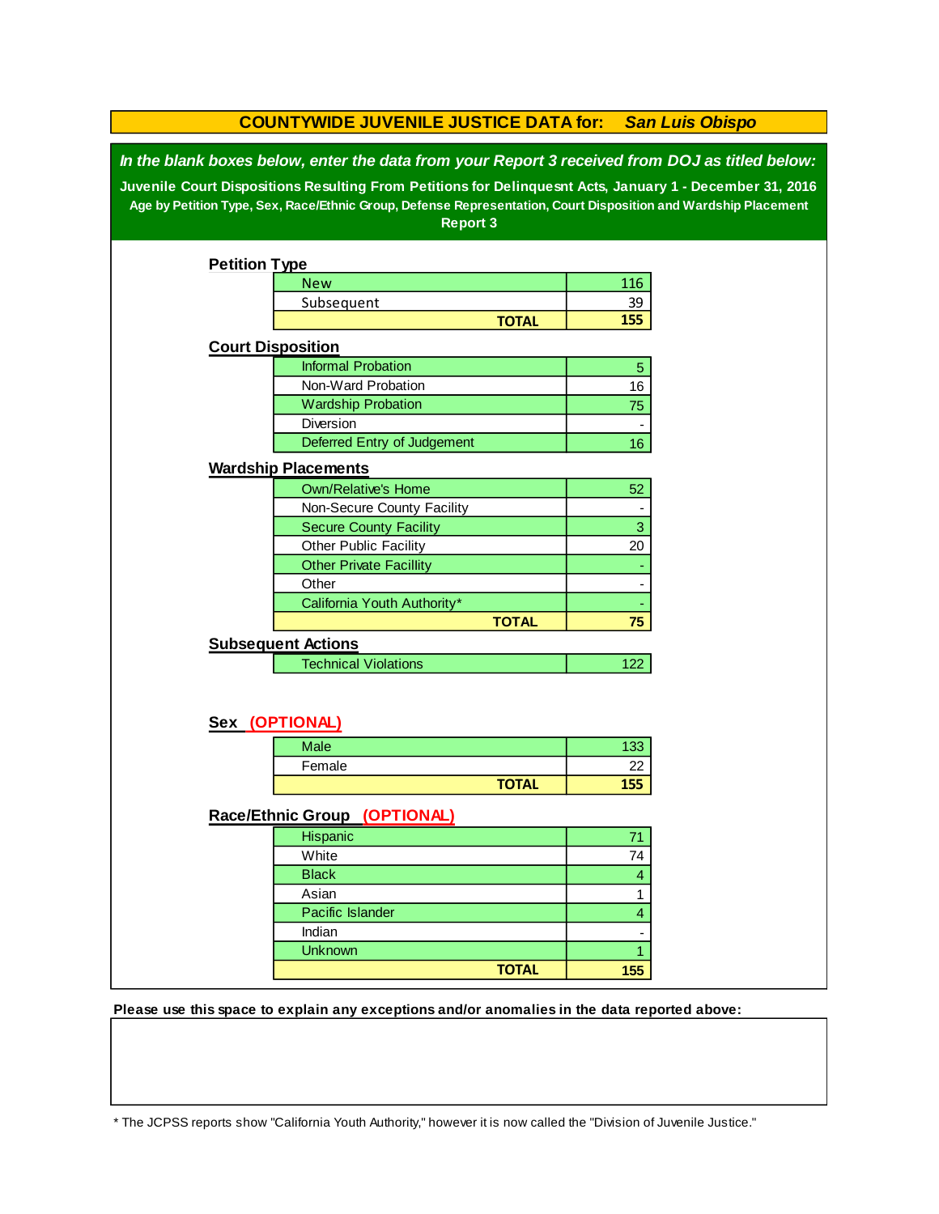# COUNTYWIDE JUVENILE JUSTICE DATA for: *San Luis Obispo*

***In the blank boxes below, enter the data from your Report 3 received from DOJ as titled below:***

**Juvenile Court Dispositions Resulting From Petitions for Delinquesnt Acts, January 1 - December 31, 2016**

**Age by Petition Type, Sex, Race/Ethnic Group, Defense Representation, Court Disposition and Wardship Placement**

**Report 3**

## Petition Type

| Petition Type | |
|---|---|
| New | 116 |
| Subsequent | 39 |
| **TOTAL** | **155** |

## Court Disposition

| Court Disposition | |
|---|---|
| Informal Probation | 5 |
| Non-Ward Probation | 16 |
| Wardship Probation | 75 |
| Diversion | - |
| Deferred Entry of Judgement | 16 |

## Wardship Placements

| Wardship Placements | |
|---|---|
| Own/Relative's Home | 52 |
| Non-Secure County Facility | - |
| Secure County Facility | 3 |
| Other Public Facility | 20 |
| Other Private Facillity | - |
| Other | - |
| California Youth Authority* | - |
| **TOTAL** | **75** |

## Subsequent Actions

| Subsequent Actions | |
|---|---|
| Technical Violations | 122 |

## Sex (OPTIONAL)

| Sex | |
|---|---|
| Male | 133 |
| Female | 22 |
| **TOTAL** | **155** |

## Race/Ethnic Group (OPTIONAL)

| Race/Ethnic Group | |
|---|---|
| Hispanic | 71 |
| White | 74 |
| Black | 4 |
| Asian | 1 |
| Pacific Islander | 4 |
| Indian | - |
| Unknown | 1 |
| **TOTAL** | **155** |

**Please use this space to explain any exceptions and/or anomalies in the data reported above:**

* The JCPSS reports show "California Youth Authority," however it is now called the "Division of Juvenile Justice."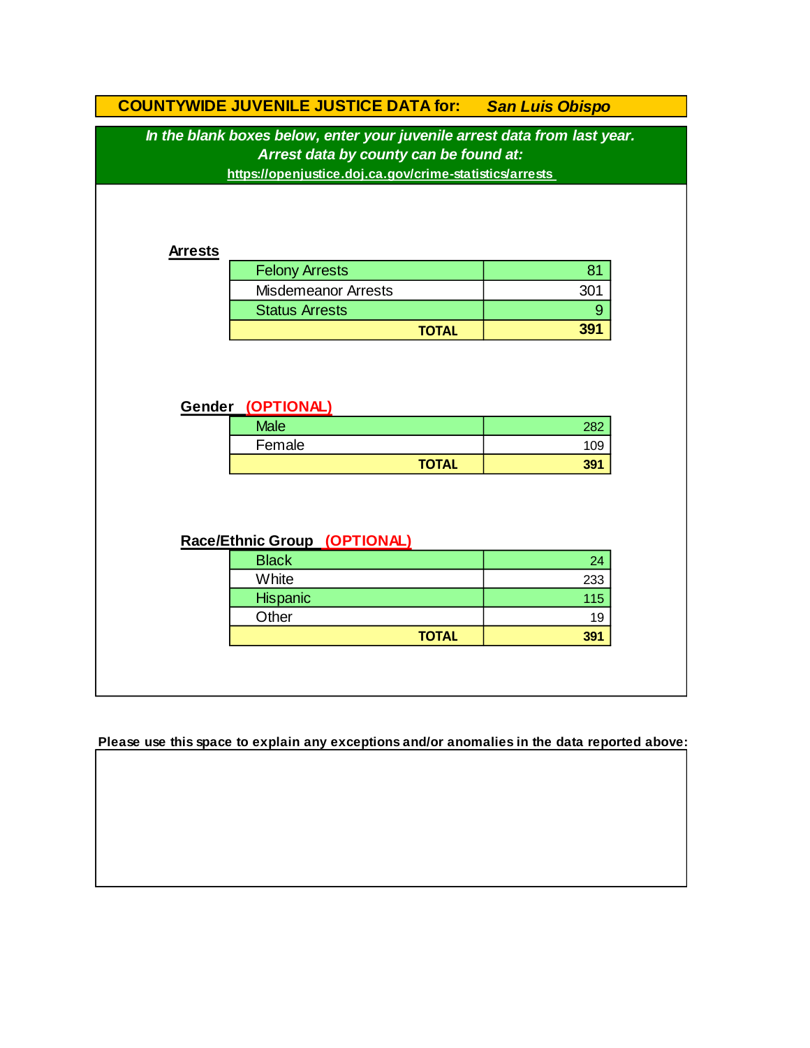# COUNTYWIDE JUVENILE JUSTICE DATA for: *San Luis Obispo*

***In the blank boxes below, enter your juvenile arrest data from last year.***
***Arrest data by county can be found at:***
**https://openjustice.doj.ca.gov/crime-statistics/arrests**

## Arrests

| | |
|---|---|
| Felony Arrests | 81 |
| Misdemeanor Arrests | 301 |
| Status Arrests | 9 |
| **TOTAL** | **391** |

## Gender (OPTIONAL)

| | |
|---|---|
| Male | 282 |
| Female | 109 |
| **TOTAL** | **391** |

## Race/Ethnic Group (OPTIONAL)

| | |
|---|---|
| Black | 24 |
| White | 233 |
| Hispanic | 115 |
| Other | 19 |
| **TOTAL** | **391** |

**Please use this space to explain any exceptions and/or anomalies in the data reported above:**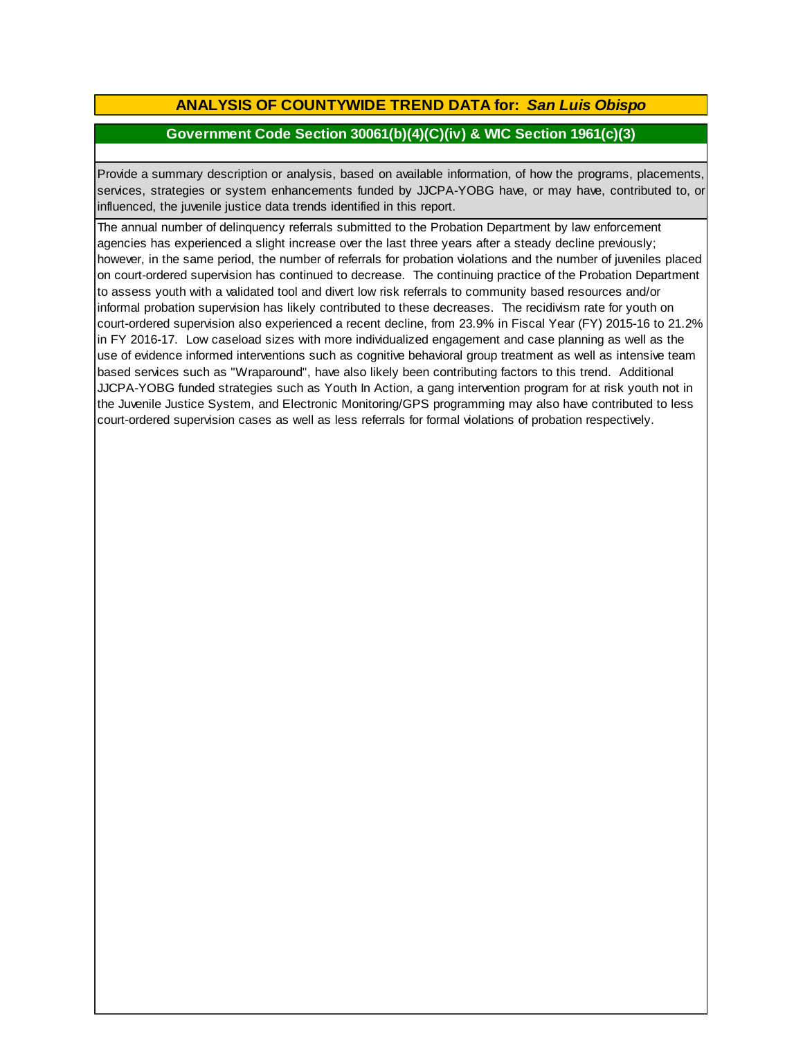## ANALYSIS OF COUNTYWIDE TREND DATA for: *San Luis Obispo*

### Government Code Section 30061(b)(4)(C)(iv) & WIC Section 1961(c)(3)

Provide a summary description or analysis, based on available information, of how the programs, placements, services, strategies or system enhancements funded by JJCPA-YOBG have, or may have, contributed to, or influenced, the juvenile justice data trends identified in this report.

The annual number of delinquency referrals submitted to the Probation Department by law enforcement agencies has experienced a slight increase over the last three years after a steady decline previously; however, in the same period, the number of referrals for probation violations and the number of juveniles placed on court-ordered supervision has continued to decrease. The continuing practice of the Probation Department to assess youth with a validated tool and divert low risk referrals to community based resources and/or informal probation supervision has likely contributed to these decreases. The recidivism rate for youth on court-ordered supervision also experienced a recent decline, from 23.9% in Fiscal Year (FY) 2015-16 to 21.2% in FY 2016-17. Low caseload sizes with more individualized engagement and case planning as well as the use of evidence informed interventions such as cognitive behavioral group treatment as well as intensive team based services such as "Wraparound", have also likely been contributing factors to this trend. Additional JJCPA-YOBG funded strategies such as Youth In Action, a gang intervention program for at risk youth not in the Juvenile Justice System, and Electronic Monitoring/GPS programming may also have contributed to less court-ordered supervision cases as well as less referrals for formal violations of probation respectively.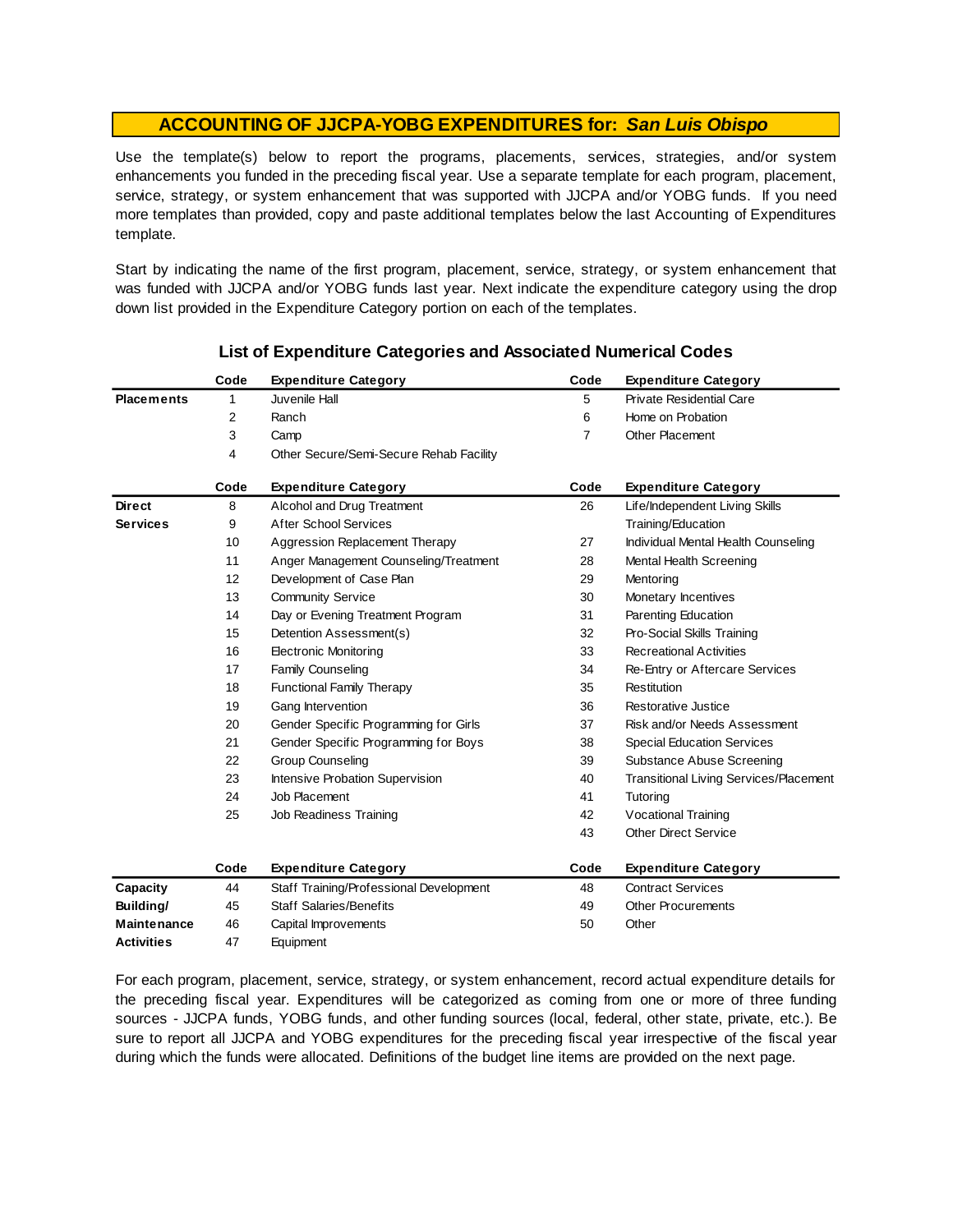## ACCOUNTING OF JJCPA-YOBG EXPENDITURES for: *San Luis Obispo*

Use the template(s) below to report the programs, placements, services, strategies, and/or system enhancements you funded in the preceding fiscal year. Use a separate template for each program, placement, service, strategy, or system enhancement that was supported with JJCPA and/or YOBG funds. If you need more templates than provided, copy and paste additional templates below the last Accounting of Expenditures template.

Start by indicating the name of the first program, placement, service, strategy, or system enhancement that was funded with JJCPA and/or YOBG funds last year. Next indicate the expenditure category using the drop down list provided in the Expenditure Category portion on each of the templates.

### List of Expenditure Categories and Associated Numerical Codes

| | Code | Expenditure Category | Code | Expenditure Category |
|---|---|---|---|---|
| **Placements** | 1 | Juvenile Hall | 5 | Private Residential Care |
| | 2 | Ranch | 6 | Home on Probation |
| | 3 | Camp | 7 | Other Placement |
| | 4 | Other Secure/Semi-Secure Rehab Facility | | |

| | Code | Expenditure Category | Code | Expenditure Category |
|---|---|---|---|---|
| **Direct Services** | 8 | Alcohol and Drug Treatment | 26 | Life/Independent Living Skills Training/Education |
| | 9 | After School Services | | |
| | 10 | Aggression Replacement Therapy | 27 | Individual Mental Health Counseling |
| | 11 | Anger Management Counseling/Treatment | 28 | Mental Health Screening |
| | 12 | Development of Case Plan | 29 | Mentoring |
| | 13 | Community Service | 30 | Monetary Incentives |
| | 14 | Day or Evening Treatment Program | 31 | Parenting Education |
| | 15 | Detention Assessment(s) | 32 | Pro-Social Skills Training |
| | 16 | Electronic Monitoring | 33 | Recreational Activities |
| | 17 | Family Counseling | 34 | Re-Entry or Aftercare Services |
| | 18 | Functional Family Therapy | 35 | Restitution |
| | 19 | Gang Intervention | 36 | Restorative Justice |
| | 20 | Gender Specific Programming for Girls | 37 | Risk and/or Needs Assessment |
| | 21 | Gender Specific Programming for Boys | 38 | Special Education Services |
| | 22 | Group Counseling | 39 | Substance Abuse Screening |
| | 23 | Intensive Probation Supervision | 40 | Transitional Living Services/Placement |
| | 24 | Job Placement | 41 | Tutoring |
| | 25 | Job Readiness Training | 42 | Vocational Training |
| | | | 43 | Other Direct Service |

| | Code | Expenditure Category | Code | Expenditure Category |
|---|---|---|---|---|
| **Capacity Building/ Maintenance Activities** | 44 | Staff Training/Professional Development | 48 | Contract Services |
| | 45 | Staff Salaries/Benefits | 49 | Other Procurements |
| | 46 | Capital Improvements | 50 | Other |
| | 47 | Equipment | | |

For each program, placement, service, strategy, or system enhancement, record actual expenditure details for the preceding fiscal year. Expenditures will be categorized as coming from one or more of three funding sources - JJCPA funds, YOBG funds, and other funding sources (local, federal, other state, private, etc.). Be sure to report all JJCPA and YOBG expenditures for the preceding fiscal year irrespective of the fiscal year during which the funds were allocated. Definitions of the budget line items are provided on the next page.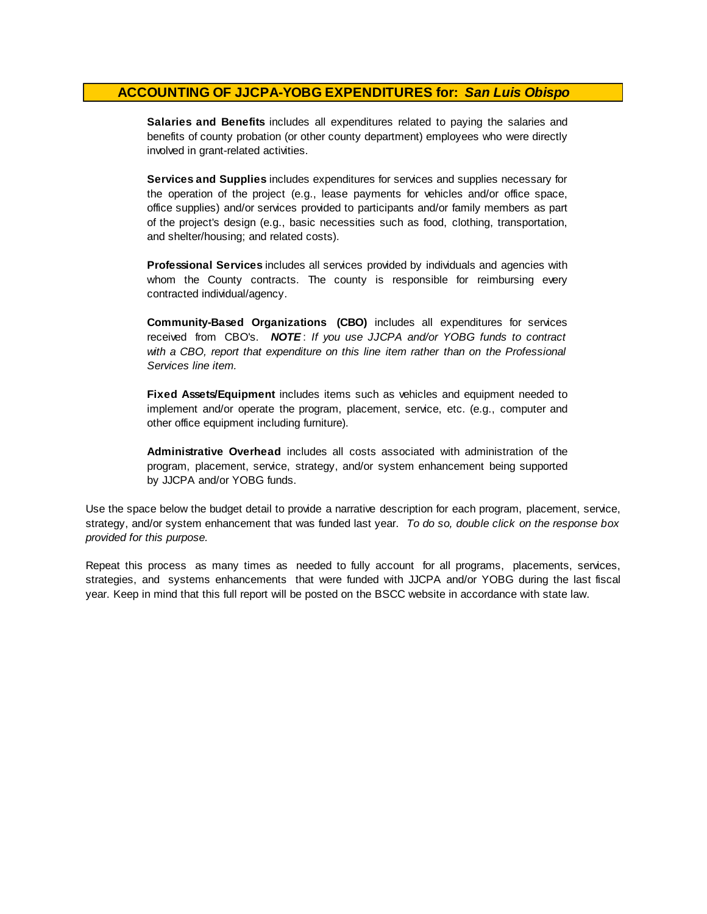## ACCOUNTING OF JJCPA-YOBG EXPENDITURES for: *San Luis Obispo*

**Salaries and Benefits** includes all expenditures related to paying the salaries and benefits of county probation (or other county department) employees who were directly involved in grant-related activities.

**Services and Supplies** includes expenditures for services and supplies necessary for the operation of the project (e.g., lease payments for vehicles and/or office space, office supplies) and/or services provided to participants and/or family members as part of the project's design (e.g., basic necessities such as food, clothing, transportation, and shelter/housing; and related costs).

**Professional Services** includes all services provided by individuals and agencies with whom the County contracts. The county is responsible for reimbursing every contracted individual/agency.

**Community-Based Organizations (CBO)** includes all expenditures for services received from CBO's. ***NOTE***: *If you use JJCPA and/or YOBG funds to contract with a CBO, report that expenditure on this line item rather than on the Professional Services line item.*

**Fixed Assets/Equipment** includes items such as vehicles and equipment needed to implement and/or operate the program, placement, service, etc. (e.g., computer and other office equipment including furniture).

**Administrative Overhead** includes all costs associated with administration of the program, placement, service, strategy, and/or system enhancement being supported by JJCPA and/or YOBG funds.

Use the space below the budget detail to provide a narrative description for each program, placement, service, strategy, and/or system enhancement that was funded last year. *To do so, double click on the response box provided for this purpose.*

Repeat this process as many times as needed to fully account for all programs, placements, services, strategies, and systems enhancements that were funded with JJCPA and/or YOBG during the last fiscal year. Keep in mind that this full report will be posted on the BSCC website in accordance with state law.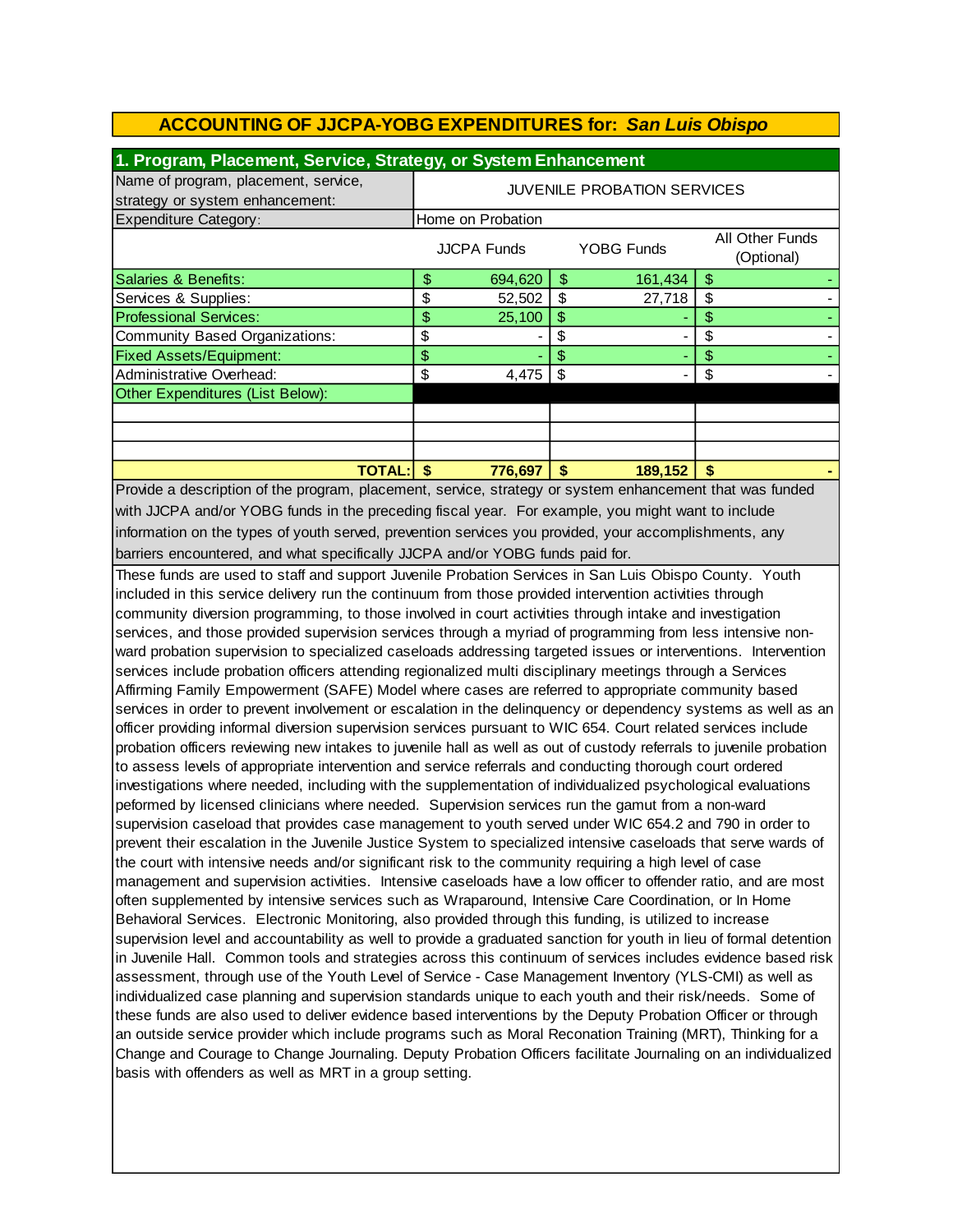## ACCOUNTING OF JJCPA-YOBG EXPENDITURES for: *San Luis Obispo*

### 1. Program, Placement, Service, Strategy, or System Enhancement

| Name of program, placement, service, strategy or system enhancement: | JUVENILE PROBATION SERVICES | | |
|---|---|---|---|
| Expenditure Category: | Home on Probation | | |
| | JJCPA Funds | YOBG Funds | All Other Funds (Optional) |
| Salaries & Benefits: | $ 694,620 | $ 161,434 | $ - |
| Services & Supplies: | $ 52,502 | $ 27,718 | $ - |
| Professional Services: | $ 25,100 | $ - | $ - |
| Community Based Organizations: | $ - | $ - | $ - |
| Fixed Assets/Equipment: | $ - | $ - | $ - |
| Administrative Overhead: | $ 4,475 | $ - | $ - |
| Other Expenditures (List Below): | | | |
| | | | |
| | | | |
| | | | |
| **TOTAL:** | **$ 776,697** | **$ 189,152** | **$ -** |

Provide a description of the program, placement, service, strategy or system enhancement that was funded with JJCPA and/or YOBG funds in the preceding fiscal year. For example, you might want to include information on the types of youth served, prevention services you provided, your accomplishments, any barriers encountered, and what specifically JJCPA and/or YOBG funds paid for.

These funds are used to staff and support Juvenile Probation Services in San Luis Obispo County. Youth included in this service delivery run the continuum from those provided intervention activities through community diversion programming, to those involved in court activities through intake and investigation services, and those provided supervision services through a myriad of programming from less intensive non-ward probation supervision to specialized caseloads addressing targeted issues or interventions. Intervention services include probation officers attending regionalized multi disciplinary meetings through a Services Affirming Family Empowerment (SAFE) Model where cases are referred to appropriate community based services in order to prevent involvement or escalation in the delinquency or dependency systems as well as an officer providing informal diversion supervision services pursuant to WIC 654. Court related services include probation officers reviewing new intakes to juvenile hall as well as out of custody referrals to juvenile probation to assess levels of appropriate intervention and service referrals and conducting thorough court ordered investigations where needed, including with the supplementation of individualized psychological evaluations peformed by licensed clinicians where needed. Supervision services run the gamut from a non-ward supervision caseload that provides case management to youth served under WIC 654.2 and 790 in order to prevent their escalation in the Juvenile Justice System to specialized intensive caseloads that serve wards of the court with intensive needs and/or significant risk to the community requiring a high level of case management and supervision activities. Intensive caseloads have a low officer to offender ratio, and are most often supplemented by intensive services such as Wraparound, Intensive Care Coordination, or In Home Behavioral Services. Electronic Monitoring, also provided through this funding, is utilized to increase supervision level and accountability as well to provide a graduated sanction for youth in lieu of formal detention in Juvenile Hall. Common tools and strategies across this continuum of services includes evidence based risk assessment, through use of the Youth Level of Service - Case Management Inventory (YLS-CMI) as well as individualized case planning and supervision standards unique to each youth and their risk/needs. Some of these funds are also used to deliver evidence based interventions by the Deputy Probation Officer or through an outside service provider which include programs such as Moral Reconation Training (MRT), Thinking for a Change and Courage to Change Journaling. Deputy Probation Officers facilitate Journaling on an individualized basis with offenders as well as MRT in a group setting.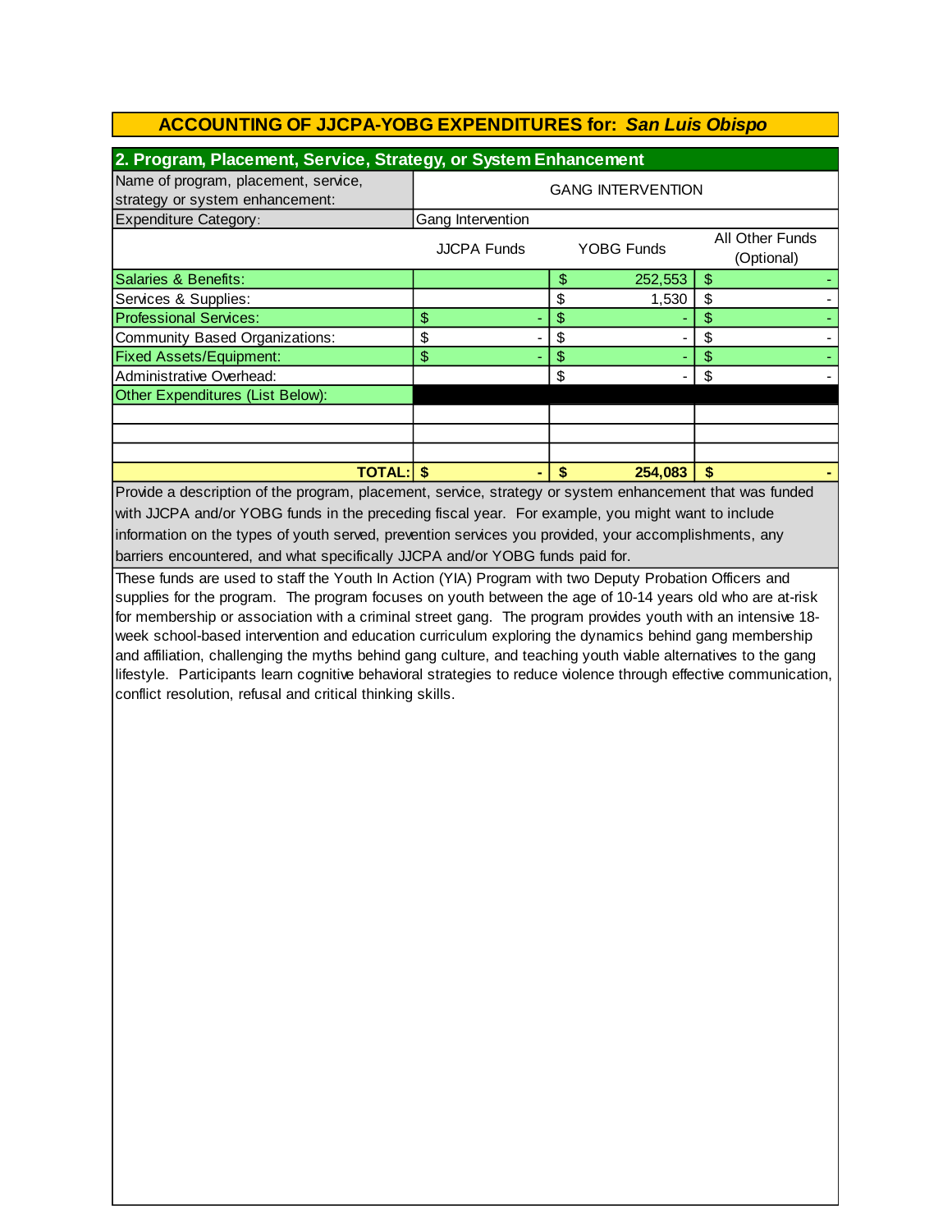# ACCOUNTING OF JJCPA-YOBG EXPENDITURES for: *San Luis Obispo*

## 2. Program, Placement, Service, Strategy, or System Enhancement

| | | | |
|---|---|---|---|
| Name of program, placement, service, strategy or system enhancement: | GANG INTERVENTION | | |
| Expenditure Category: | Gang Intervention | | |
| | JJCPA Funds | YOBG Funds | All Other Funds (Optional) |
| Salaries & Benefits: | | $ 252,553 | $ - |
| Services & Supplies: | | $ 1,530 | $ - |
| Professional Services: | $ - | $ - | $ - |
| Community Based Organizations: | $ - | $ - | $ - |
| Fixed Assets/Equipment: | $ - | $ - | $ - |
| Administrative Overhead: | | $ - | $ - |
| Other Expenditures (List Below): | | | |
| | | | |
| | | | |
| | | | |
| **TOTAL:** | **$ -** | **$ 254,083** | **$ -** |

Provide a description of the program, placement, service, strategy or system enhancement that was funded with JJCPA and/or YOBG funds in the preceding fiscal year. For example, you might want to include information on the types of youth served, prevention services you provided, your accomplishments, any barriers encountered, and what specifically JJCPA and/or YOBG funds paid for.

These funds are used to staff the Youth In Action (YIA) Program with two Deputy Probation Officers and supplies for the program. The program focuses on youth between the age of 10-14 years old who are at-risk for membership or association with a criminal street gang. The program provides youth with an intensive 18-week school-based intervention and education curriculum exploring the dynamics behind gang membership and affiliation, challenging the myths behind gang culture, and teaching youth viable alternatives to the gang lifestyle. Participants learn cognitive behavioral strategies to reduce violence through effective communication, conflict resolution, refusal and critical thinking skills.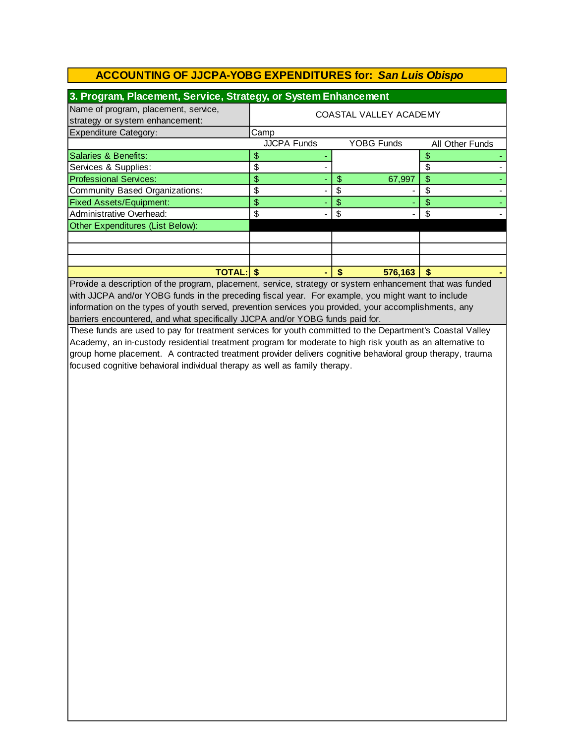# ACCOUNTING OF JJCPA-YOBG EXPENDITURES for: *San Luis Obispo*

## 3. Program, Placement, Service, Strategy, or System Enhancement

| | | | |
|---|---|---|---|
| Name of program, placement, service, strategy or system enhancement: | COASTAL VALLEY ACADEMY | | |
| Expenditure Category: | Camp | | |
| | JJCPA Funds | YOBG Funds | All Other Funds |
| Salaries & Benefits: | $ - | | $ - |
| Services & Supplies: | $ - | | $ - |
| Professional Services: | $ - | $ 67,997 | $ - |
| Community Based Organizations: | $ - | $ - | $ - |
| Fixed Assets/Equipment: | $ - | $ - | $ - |
| Administrative Overhead: | $ - | $ - | $ - |
| Other Expenditures (List Below): | | | |
| | | | |
| | | | |
| | | | |
| **TOTAL:** | **$ -** | **$ 576,163** | **$ -** |

Provide a description of the program, placement, service, strategy or system enhancement that was funded with JJCPA and/or YOBG funds in the preceding fiscal year. For example, you might want to include information on the types of youth served, prevention services you provided, your accomplishments, any barriers encountered, and what specifically JJCPA and/or YOBG funds paid for.

These funds are used to pay for treatment services for youth committed to the Department's Coastal Valley Academy, an in-custody residential treatment program for moderate to high risk youth as an alternative to group home placement. A contracted treatment provider delivers cognitive behavioral group therapy, trauma focused cognitive behavioral individual therapy as well as family therapy.